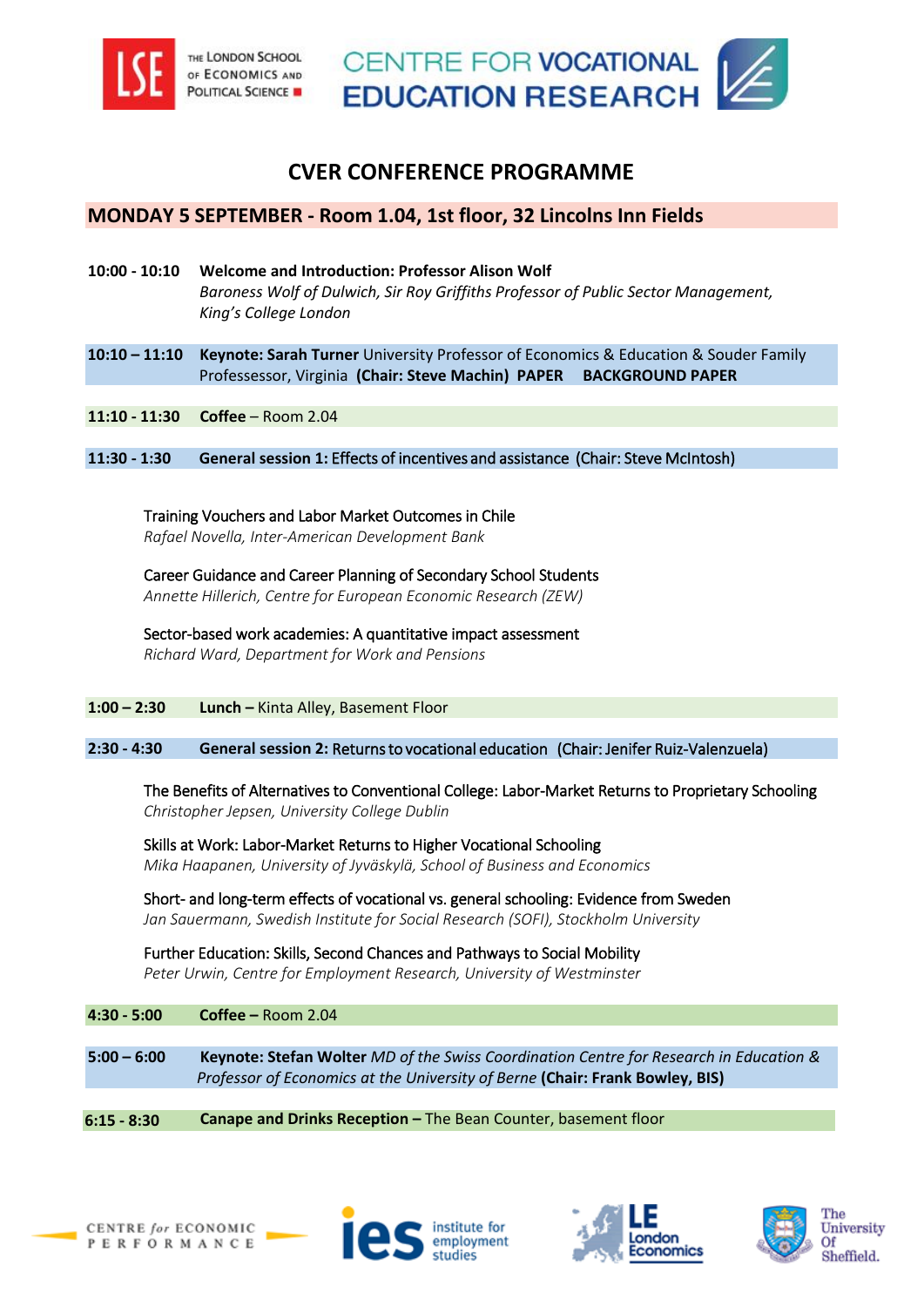# CVER CONFERENCE PROGRAMME

## MONDAY 5 SEPTEMBER - Room 1.04, 1st floor, 32 Lincolns Inn Fields

**10:00 - 10:10** **Welcome and Introduction: Professor Alison Wolf**
*Baroness Wolf of Dulwich, Sir Roy Griffiths Professor of Public Sector Management, King's College London*

**10:10 – 11:10** **Keynote: Sarah Turner** University Professor of Economics & Education & Souder Family Professessor, Virginia **(Chair: Steve Machin) PAPER BACKGROUND PAPER**

**11:10 - 11:30** **Coffee** – Room 2.04

**11:30 - 1:30** **General session 1:** Effects of incentives and assistance (Chair: Steve McIntosh)

Training Vouchers and Labor Market Outcomes in Chile
*Rafael Novella, Inter-American Development Bank*

Career Guidance and Career Planning of Secondary School Students
*Annette Hillerich, Centre for European Economic Research (ZEW)*

Sector-based work academies: A quantitative impact assessment
*Richard Ward, Department for Work and Pensions*

**1:00 – 2:30** **Lunch –** Kinta Alley, Basement Floor

**2:30 - 4:30** **General session 2:** Returns to vocational education (Chair: Jenifer Ruiz-Valenzuela)

The Benefits of Alternatives to Conventional College: Labor-Market Returns to Proprietary Schooling
*Christopher Jepsen, University College Dublin*

Skills at Work: Labor-Market Returns to Higher Vocational Schooling
*Mika Haapanen, University of Jyväskylä, School of Business and Economics*

Short- and long-term effects of vocational vs. general schooling: Evidence from Sweden
*Jan Sauermann, Swedish Institute for Social Research (SOFI), Stockholm University*

Further Education: Skills, Second Chances and Pathways to Social Mobility
*Peter Urwin, Centre for Employment Research, University of Westminster*

**4:30 - 5:00** **Coffee –** Room 2.04

**5:00 – 6:00** **Keynote: Stefan Wolter** *MD of the Swiss Coordination Centre for Research in Education & Professor of Economics at the University of Berne* **(Chair: Frank Bowley, BIS)**

**6:15 - 8:30** **Canape and Drinks Reception –** The Bean Counter, basement floor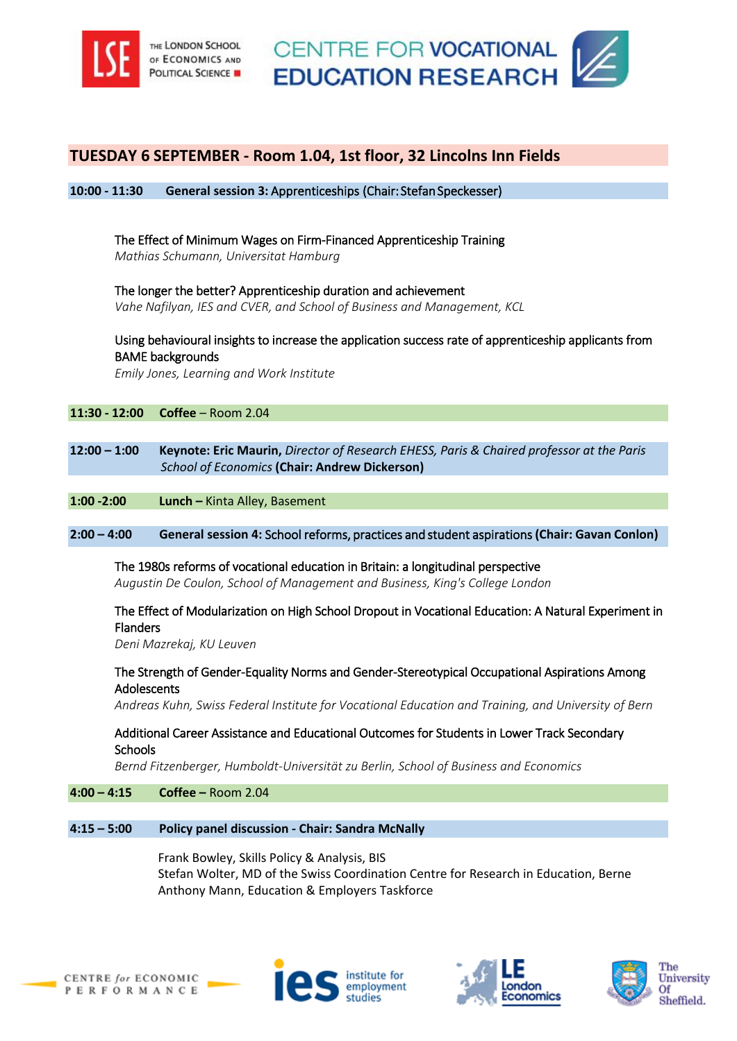## TUESDAY 6 SEPTEMBER - Room 1.04, 1st floor, 32 Lincolns Inn Fields

**10:00 - 11:30** **General session 3:** Apprenticeships (Chair: Stefan Speckesser)

The Effect of Minimum Wages on Firm-Financed Apprenticeship Training
*Mathias Schumann, Universitat Hamburg*

The longer the better? Apprenticeship duration and achievement
*Vahe Nafilyan, IES and CVER, and School of Business and Management, KCL*

Using behavioural insights to increase the application success rate of apprenticeship applicants from BAME backgrounds
*Emily Jones, Learning and Work Institute*

**11:30 - 12:00** **Coffee** – Room 2.04

**12:00 – 1:00** **Keynote: Eric Maurin,** *Director of Research EHESS, Paris & Chaired professor at the Paris School of Economics* **(Chair: Andrew Dickerson)**

**1:00 -2:00** **Lunch –** Kinta Alley, Basement

**2:00 – 4:00** **General session 4:** School reforms, practices and student aspirations **(Chair: Gavan Conlon)**

The 1980s reforms of vocational education in Britain: a longitudinal perspective
*Augustin De Coulon, School of Management and Business, King's College London*

The Effect of Modularization on High School Dropout in Vocational Education: A Natural Experiment in Flanders
*Deni Mazrekaj, KU Leuven*

The Strength of Gender-Equality Norms and Gender-Stereotypical Occupational Aspirations Among Adolescents
*Andreas Kuhn, Swiss Federal Institute for Vocational Education and Training, and University of Bern*

Additional Career Assistance and Educational Outcomes for Students in Lower Track Secondary Schools
*Bernd Fitzenberger, Humboldt-Universität zu Berlin, School of Business and Economics*

**4:00 – 4:15** **Coffee –** Room 2.04

**4:15 – 5:00** **Policy panel discussion - Chair: Sandra McNally**

Frank Bowley, Skills Policy & Analysis, BIS
Stefan Wolter, MD of the Swiss Coordination Centre for Research in Education, Berne
Anthony Mann, Education & Employers Taskforce